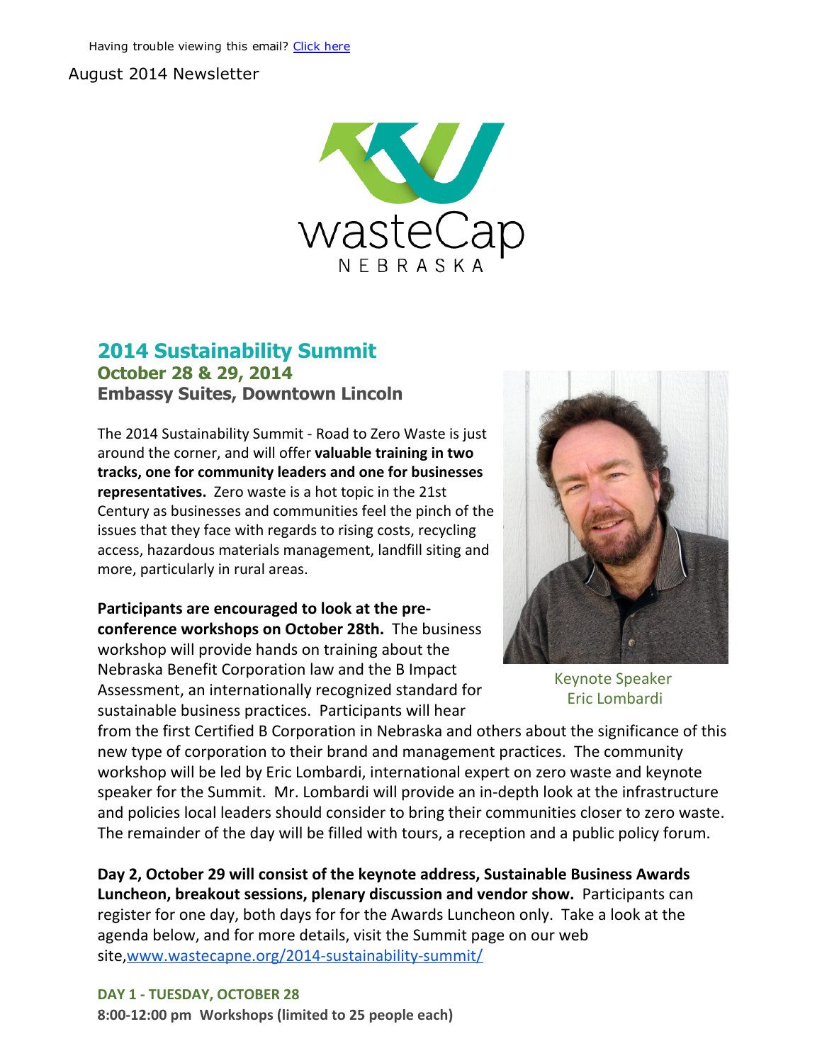Having trouble viewing this email? [Click here](#)

August 2014 Newsletter

wasteCap NEBRASKA

## 2014 Sustainability Summit

### October 28 & 29, 2014

### Embassy Suites, Downtown Lincoln

The 2014 Sustainability Summit - Road to Zero Waste is just around the corner, and will offer **valuable training in two tracks, one for community leaders and one for businesses representatives.** Zero waste is a hot topic in the 21st Century as businesses and communities feel the pinch of the issues that they face with regards to rising costs, recycling access, hazardous materials management, landfill siting and more, particularly in rural areas.

Keynote Speaker Eric Lombardi

**Participants are encouraged to look at the pre-conference workshops on October 28th.** The business workshop will provide hands on training about the Nebraska Benefit Corporation law and the B Impact Assessment, an internationally recognized standard for sustainable business practices. Participants will hear from the first Certified B Corporation in Nebraska and others about the significance of this new type of corporation to their brand and management practices. The community workshop will be led by Eric Lombardi, international expert on zero waste and keynote speaker for the Summit. Mr. Lombardi will provide an in-depth look at the infrastructure and policies local leaders should consider to bring their communities closer to zero waste. The remainder of the day will be filled with tours, a reception and a public policy forum.

**Day 2, October 29 will consist of the keynote address, Sustainable Business Awards Luncheon, breakout sessions, plenary discussion and vendor show.** Participants can register for one day, both days for for the Awards Luncheon only. Take a look at the agenda below, and for more details, visit the Summit page on our web site,[www.wastecapne.org/2014-sustainability-summit/](www.wastecapne.org/2014-sustainability-summit/)

**DAY 1 - TUESDAY, OCTOBER 28**

**8:00-12:00 pm Workshops (limited to 25 people each)**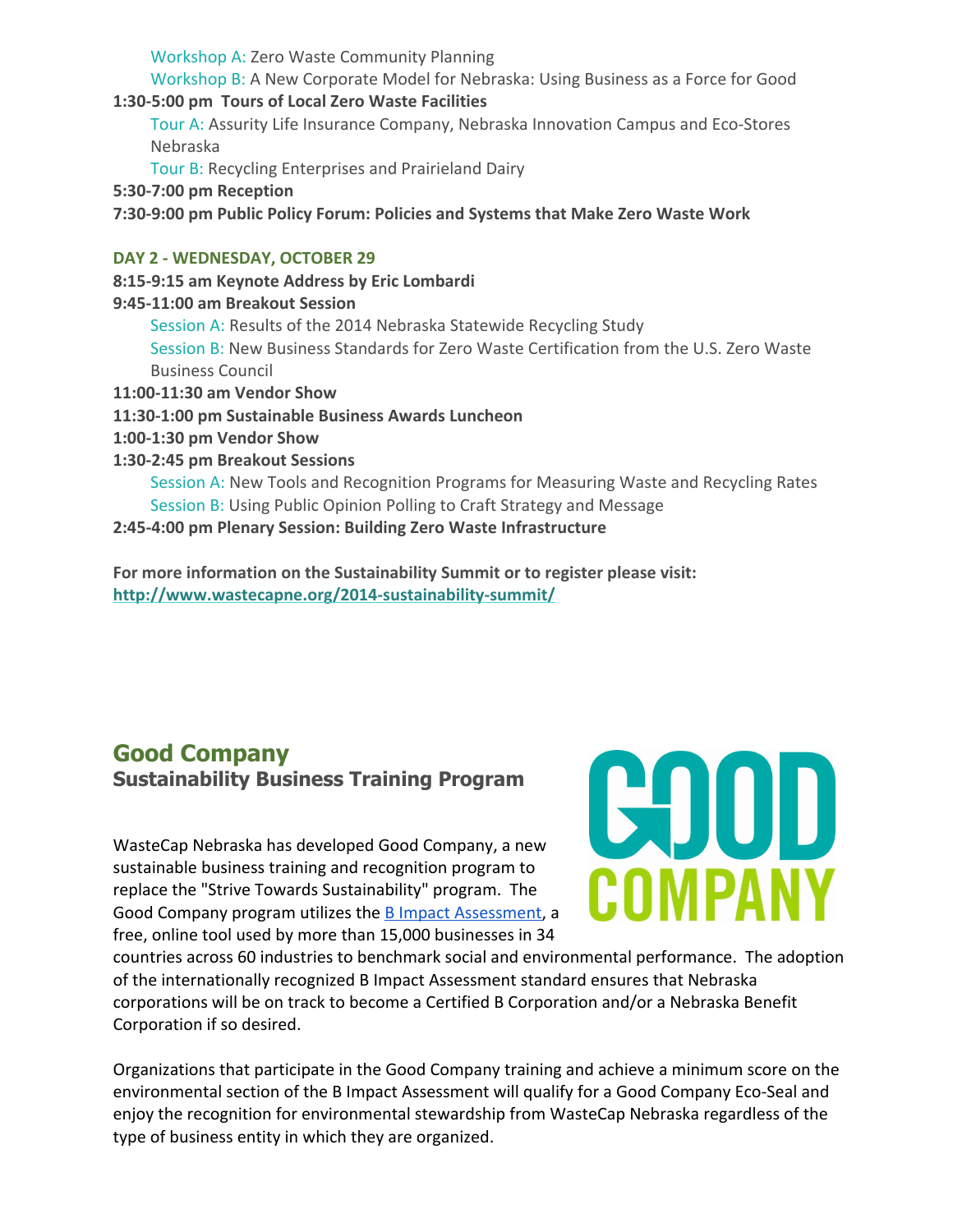Workshop A: Zero Waste Community Planning

Workshop B: A New Corporate Model for Nebraska: Using Business as a Force for Good

**1:30-5:00 pm Tours of Local Zero Waste Facilities**

Tour A: Assurity Life Insurance Company, Nebraska Innovation Campus and Eco-Stores Nebraska

Tour B: Recycling Enterprises and Prairieland Dairy

**5:30-7:00 pm Reception**

**7:30-9:00 pm Public Policy Forum: Policies and Systems that Make Zero Waste Work**

**DAY 2 - WEDNESDAY, OCTOBER 29**

**8:15-9:15 am Keynote Address by Eric Lombardi**

**9:45-11:00 am Breakout Session**

Session A: Results of the 2014 Nebraska Statewide Recycling Study

Session B: New Business Standards for Zero Waste Certification from the U.S. Zero Waste Business Council

**11:00-11:30 am Vendor Show**

**11:30-1:00 pm Sustainable Business Awards Luncheon**

**1:00-1:30 pm Vendor Show**

**1:30-2:45 pm Breakout Sessions**

Session A: New Tools and Recognition Programs for Measuring Waste and Recycling Rates

Session B: Using Public Opinion Polling to Craft Strategy and Message

**2:45-4:00 pm Plenary Session: Building Zero Waste Infrastructure**

**For more information on the Sustainability Summit or to register please visit:**
**http://www.wastecapne.org/2014-sustainability-summit/**

## Good Company
### Sustainability Business Training Program

GOOD COMPANY

WasteCap Nebraska has developed Good Company, a new sustainable business training and recognition program to replace the "Strive Towards Sustainability" program. The Good Company program utilizes the B Impact Assessment, a free, online tool used by more than 15,000 businesses in 34 countries across 60 industries to benchmark social and environmental performance. The adoption of the internationally recognized B Impact Assessment standard ensures that Nebraska corporations will be on track to become a Certified B Corporation and/or a Nebraska Benefit Corporation if so desired.

Organizations that participate in the Good Company training and achieve a minimum score on the environmental section of the B Impact Assessment will qualify for a Good Company Eco-Seal and enjoy the recognition for environmental stewardship from WasteCap Nebraska regardless of the type of business entity in which they are organized.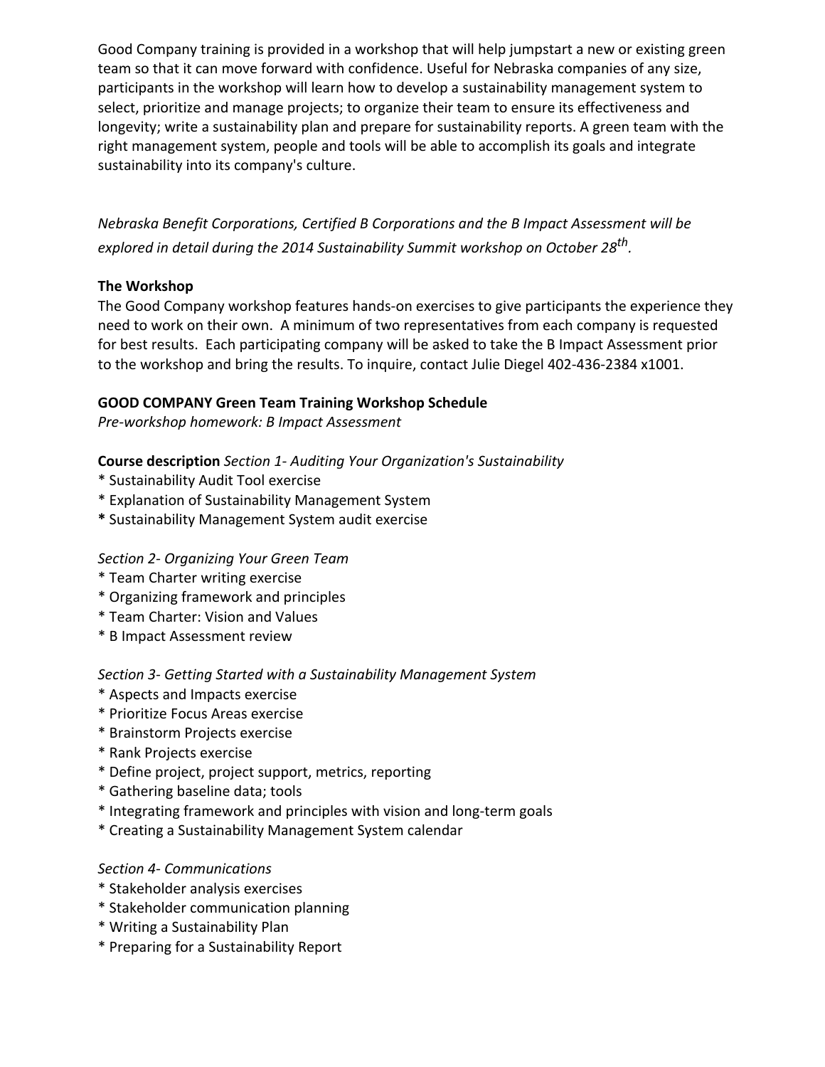Good Company training is provided in a workshop that will help jumpstart a new or existing green team so that it can move forward with confidence. Useful for Nebraska companies of any size, participants in the workshop will learn how to develop a sustainability management system to select, prioritize and manage projects; to organize their team to ensure its effectiveness and longevity; write a sustainability plan and prepare for sustainability reports. A green team with the right management system, people and tools will be able to accomplish its goals and integrate sustainability into its company's culture.

*Nebraska Benefit Corporations, Certified B Corporations and the B Impact Assessment will be explored in detail during the 2014 Sustainability Summit workshop on October 28th.*

**The Workshop**

The Good Company workshop features hands-on exercises to give participants the experience they need to work on their own. A minimum of two representatives from each company is requested for best results. Each participating company will be asked to take the B Impact Assessment prior to the workshop and bring the results. To inquire, contact Julie Diegel 402-436-2384 x1001.

**GOOD COMPANY Green Team Training Workshop Schedule**

*Pre-workshop homework: B Impact Assessment*

**Course description** *Section 1- Auditing Your Organization's Sustainability*

* Sustainability Audit Tool exercise
* Explanation of Sustainability Management System
* Sustainability Management System audit exercise

*Section 2- Organizing Your Green Team*

* Team Charter writing exercise
* Organizing framework and principles
* Team Charter: Vision and Values
* B Impact Assessment review

*Section 3- Getting Started with a Sustainability Management System*

* Aspects and Impacts exercise
* Prioritize Focus Areas exercise
* Brainstorm Projects exercise
* Rank Projects exercise
* Define project, project support, metrics, reporting
* Gathering baseline data; tools
* Integrating framework and principles with vision and long-term goals
* Creating a Sustainability Management System calendar

*Section 4- Communications*

* Stakeholder analysis exercises
* Stakeholder communication planning
* Writing a Sustainability Plan
* Preparing for a Sustainability Report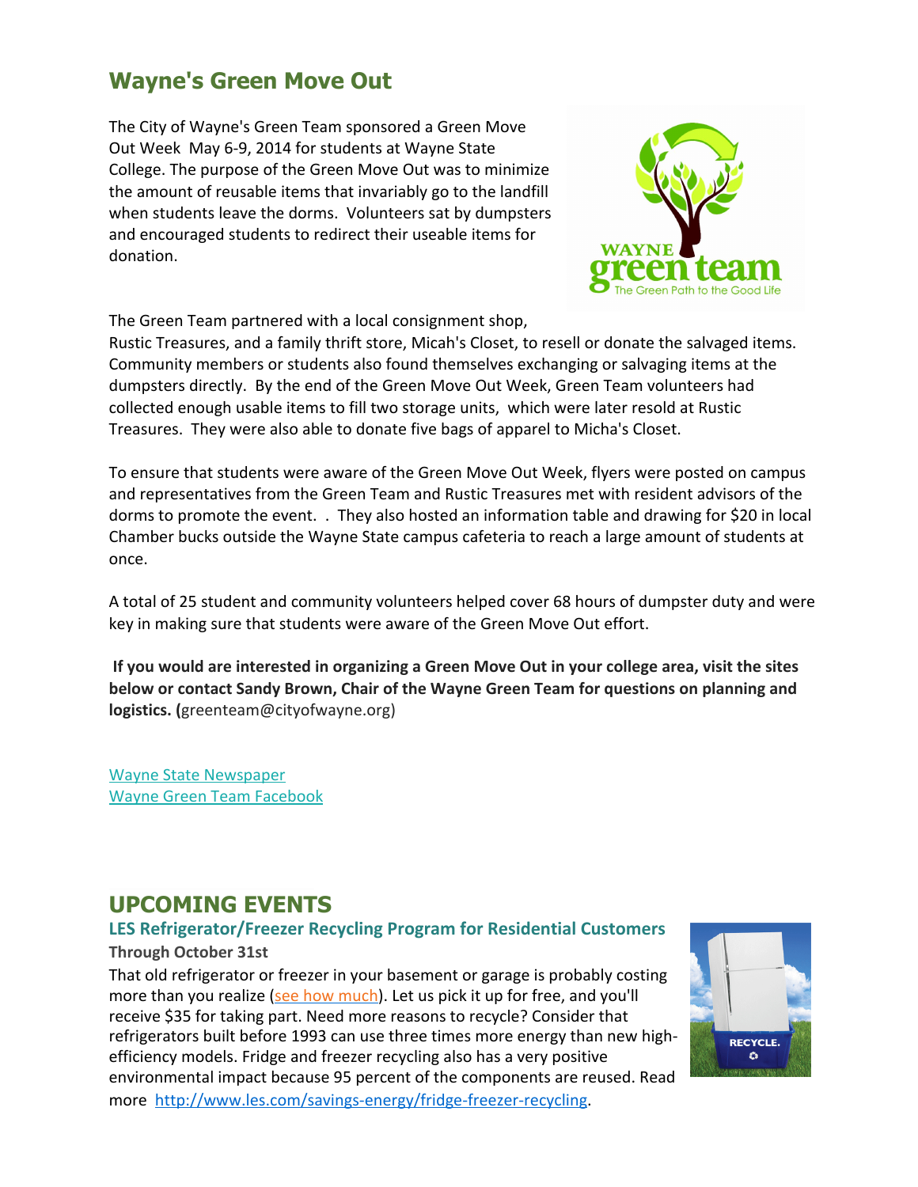## Wayne's Green Move Out

The City of Wayne's Green Team sponsored a Green Move Out Week May 6-9, 2014 for students at Wayne State College. The purpose of the Green Move Out was to minimize the amount of reusable items that invariably go to the landfill when students leave the dorms. Volunteers sat by dumpsters and encouraged students to redirect their useable items for donation.

The Green Team partnered with a local consignment shop, Rustic Treasures, and a family thrift store, Micah's Closet, to resell or donate the salvaged items. Community members or students also found themselves exchanging or salvaging items at the dumpsters directly. By the end of the Green Move Out Week, Green Team volunteers had collected enough usable items to fill two storage units, which were later resold at Rustic Treasures. They were also able to donate five bags of apparel to Micha's Closet.

To ensure that students were aware of the Green Move Out Week, flyers were posted on campus and representatives from the Green Team and Rustic Treasures met with resident advisors of the dorms to promote the event. . They also hosted an information table and drawing for $20 in local Chamber bucks outside the Wayne State campus cafeteria to reach a large amount of students at once.

A total of 25 student and community volunteers helped cover 68 hours of dumpster duty and were key in making sure that students were aware of the Green Move Out effort.

**If you would are interested in organizing a Green Move Out in your college area, visit the sites below or contact Sandy Brown, Chair of the Wayne Green Team for questions on planning and logistics. (**greenteam@cityofwayne.org)

Wayne State Newspaper
Wayne Green Team Facebook

## UPCOMING EVENTS

### LES Refrigerator/Freezer Recycling Program for Residential Customers

**Through October 31st**

That old refrigerator or freezer in your basement or garage is probably costing more than you realize (see how much). Let us pick it up for free, and you'll receive $35 for taking part. Need more reasons to recycle? Consider that refrigerators built before 1993 can use three times more energy than new high-efficiency models. Fridge and freezer recycling also has a very positive environmental impact because 95 percent of the components are reused. Read more http://www.les.com/savings-energy/fridge-freezer-recycling.